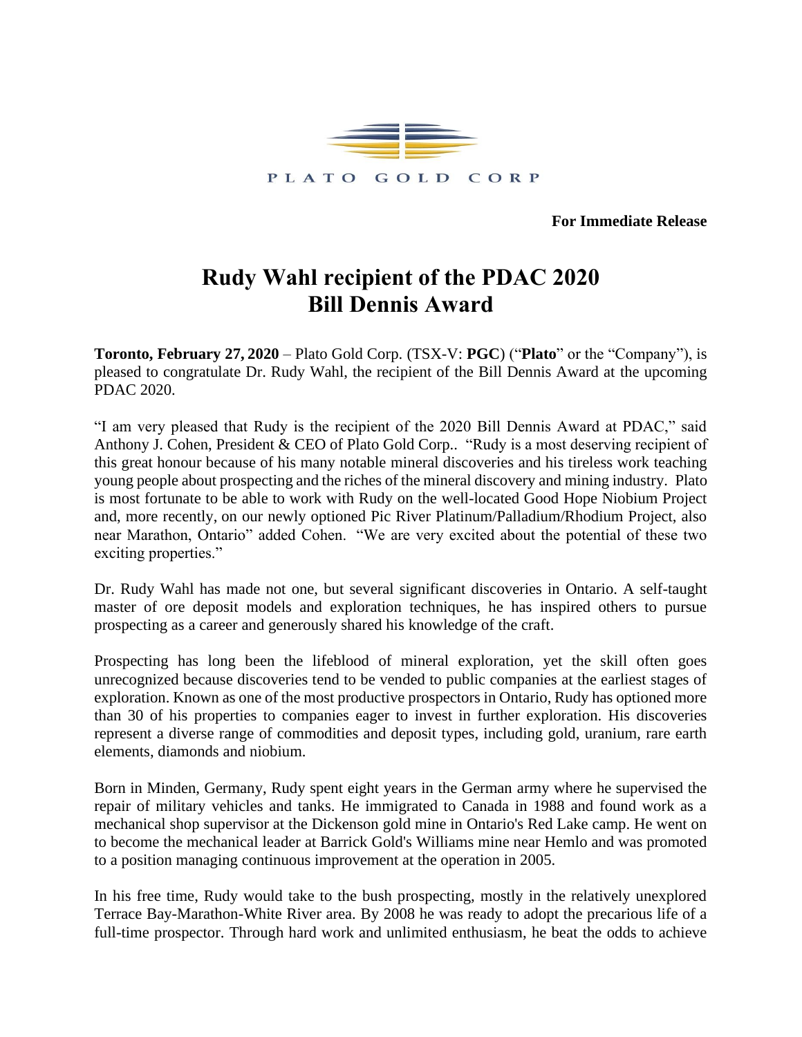PLATO GOLD CORP

**For Immediate Release**

# Rudy Wahl recipient of the PDAC 2020 Bill Dennis Award

**Toronto, February 27, 2020** – Plato Gold Corp. (TSX-V: **PGC**) ("**Plato**" or the "Company"), is pleased to congratulate Dr. Rudy Wahl, the recipient of the Bill Dennis Award at the upcoming PDAC 2020.

"I am very pleased that Rudy is the recipient of the 2020 Bill Dennis Award at PDAC," said Anthony J. Cohen, President & CEO of Plato Gold Corp.. "Rudy is a most deserving recipient of this great honour because of his many notable mineral discoveries and his tireless work teaching young people about prospecting and the riches of the mineral discovery and mining industry. Plato is most fortunate to be able to work with Rudy on the well-located Good Hope Niobium Project and, more recently, on our newly optioned Pic River Platinum/Palladium/Rhodium Project, also near Marathon, Ontario" added Cohen. "We are very excited about the potential of these two exciting properties."

Dr. Rudy Wahl has made not one, but several significant discoveries in Ontario. A self-taught master of ore deposit models and exploration techniques, he has inspired others to pursue prospecting as a career and generously shared his knowledge of the craft.

Prospecting has long been the lifeblood of mineral exploration, yet the skill often goes unrecognized because discoveries tend to be vended to public companies at the earliest stages of exploration. Known as one of the most productive prospectors in Ontario, Rudy has optioned more than 30 of his properties to companies eager to invest in further exploration. His discoveries represent a diverse range of commodities and deposit types, including gold, uranium, rare earth elements, diamonds and niobium.

Born in Minden, Germany, Rudy spent eight years in the German army where he supervised the repair of military vehicles and tanks. He immigrated to Canada in 1988 and found work as a mechanical shop supervisor at the Dickenson gold mine in Ontario's Red Lake camp. He went on to become the mechanical leader at Barrick Gold's Williams mine near Hemlo and was promoted to a position managing continuous improvement at the operation in 2005.

In his free time, Rudy would take to the bush prospecting, mostly in the relatively unexplored Terrace Bay-Marathon-White River area. By 2008 he was ready to adopt the precarious life of a full-time prospector. Through hard work and unlimited enthusiasm, he beat the odds to achieve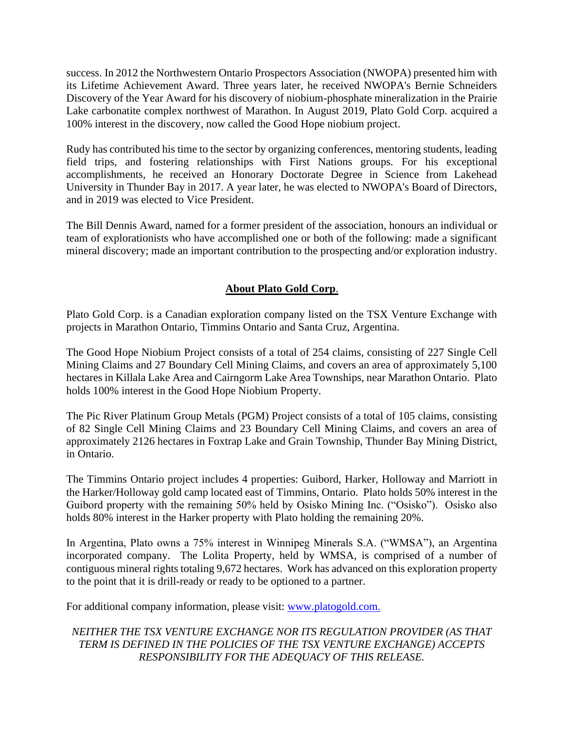success. In 2012 the Northwestern Ontario Prospectors Association (NWOPA) presented him with its Lifetime Achievement Award. Three years later, he received NWOPA's Bernie Schneiders Discovery of the Year Award for his discovery of niobium-phosphate mineralization in the Prairie Lake carbonatite complex northwest of Marathon. In August 2019, Plato Gold Corp. acquired a 100% interest in the discovery, now called the Good Hope niobium project.

Rudy has contributed his time to the sector by organizing conferences, mentoring students, leading field trips, and fostering relationships with First Nations groups. For his exceptional accomplishments, he received an Honorary Doctorate Degree in Science from Lakehead University in Thunder Bay in 2017. A year later, he was elected to NWOPA's Board of Directors, and in 2019 was elected to Vice President.

The Bill Dennis Award, named for a former president of the association, honours an individual or team of explorationists who have accomplished one or both of the following: made a significant mineral discovery; made an important contribution to the prospecting and/or exploration industry.

## About Plato Gold Corp.

Plato Gold Corp. is a Canadian exploration company listed on the TSX Venture Exchange with projects in Marathon Ontario, Timmins Ontario and Santa Cruz, Argentina.

The Good Hope Niobium Project consists of a total of 254 claims, consisting of 227 Single Cell Mining Claims and 27 Boundary Cell Mining Claims, and covers an area of approximately 5,100 hectares in Killala Lake Area and Cairngorm Lake Area Townships, near Marathon Ontario. Plato holds 100% interest in the Good Hope Niobium Property.

The Pic River Platinum Group Metals (PGM) Project consists of a total of 105 claims, consisting of 82 Single Cell Mining Claims and 23 Boundary Cell Mining Claims, and covers an area of approximately 2126 hectares in Foxtrap Lake and Grain Township, Thunder Bay Mining District, in Ontario.

The Timmins Ontario project includes 4 properties: Guibord, Harker, Holloway and Marriott in the Harker/Holloway gold camp located east of Timmins, Ontario. Plato holds 50% interest in the Guibord property with the remaining 50% held by Osisko Mining Inc. ("Osisko"). Osisko also holds 80% interest in the Harker property with Plato holding the remaining 20%.

In Argentina, Plato owns a 75% interest in Winnipeg Minerals S.A. ("WMSA"), an Argentina incorporated company. The Lolita Property, held by WMSA, is comprised of a number of contiguous mineral rights totaling 9,672 hectares. Work has advanced on this exploration property to the point that it is drill-ready or ready to be optioned to a partner.

For additional company information, please visit: www.platogold.com.

*NEITHER THE TSX VENTURE EXCHANGE NOR ITS REGULATION PROVIDER (AS THAT TERM IS DEFINED IN THE POLICIES OF THE TSX VENTURE EXCHANGE) ACCEPTS RESPONSIBILITY FOR THE ADEQUACY OF THIS RELEASE.*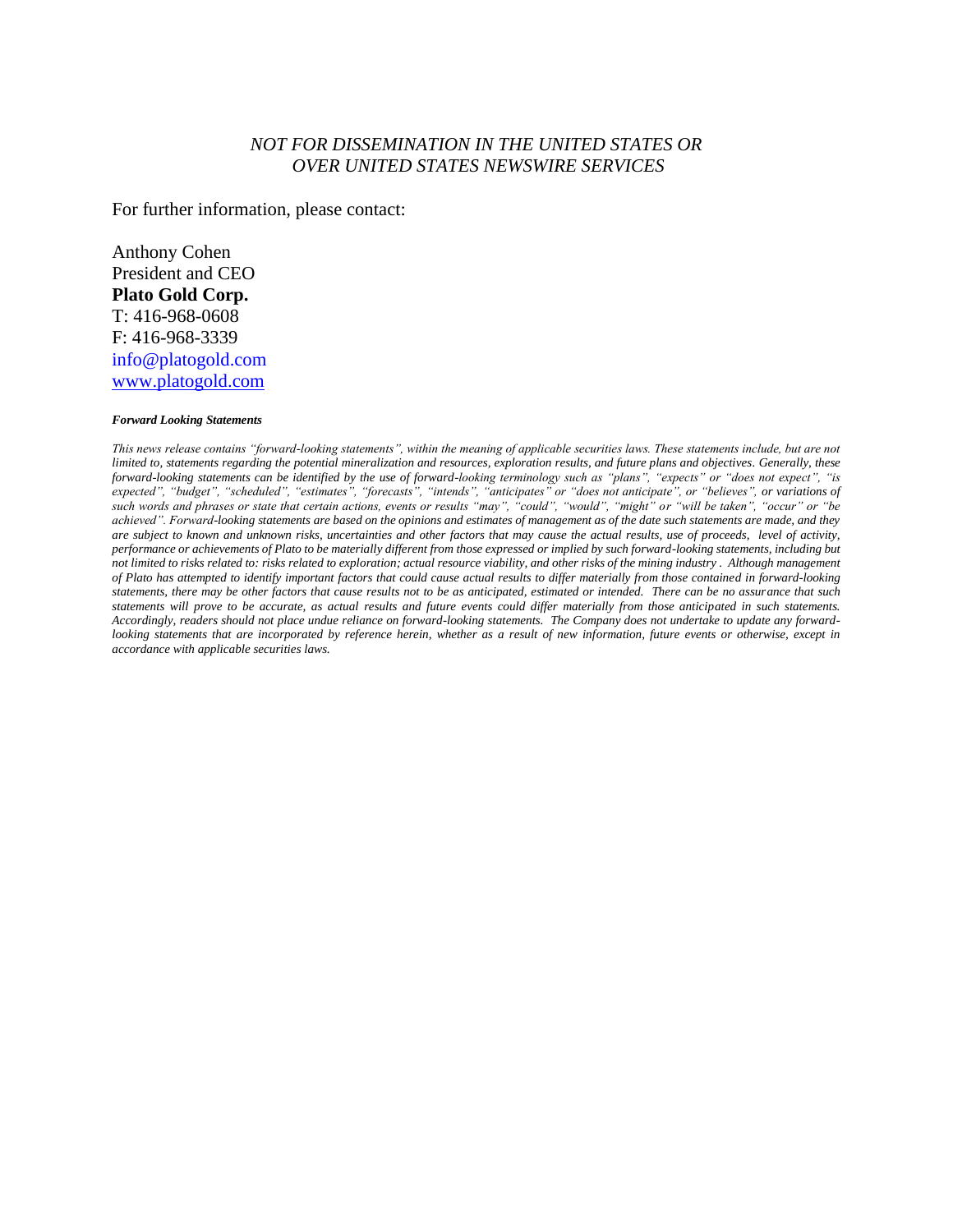*NOT FOR DISSEMINATION IN THE UNITED STATES OR OVER UNITED STATES NEWSWIRE SERVICES*

For further information, please contact:

Anthony Cohen
President and CEO
**Plato Gold Corp.**
T: 416-968-0608
F: 416-968-3339
info@platogold.com
www.platogold.com

***Forward Looking Statements***

*This news release contains "forward-looking statements", within the meaning of applicable securities laws. These statements include, but are not limited to, statements regarding the potential mineralization and resources, exploration results, and future plans and objectives. Generally, these forward-looking statements can be identified by the use of forward-looking terminology such as "plans", "expects" or "does not expect", "is expected", "budget", "scheduled", "estimates", "forecasts", "intends", "anticipates" or "does not anticipate", or "believes", or variations of such words and phrases or state that certain actions, events or results "may", "could", "would", "might" or "will be taken", "occur" or "be achieved". Forward-looking statements are based on the opinions and estimates of management as of the date such statements are made, and they are subject to known and unknown risks, uncertainties and other factors that may cause the actual results, use of proceeds, level of activity, performance or achievements of Plato to be materially different from those expressed or implied by such forward-looking statements, including but not limited to risks related to: risks related to exploration; actual resource viability, and other risks of the mining industry . Although management of Plato has attempted to identify important factors that could cause actual results to differ materially from those contained in forward-looking statements, there may be other factors that cause results not to be as anticipated, estimated or intended. There can be no assurance that such statements will prove to be accurate, as actual results and future events could differ materially from those anticipated in such statements. Accordingly, readers should not place undue reliance on forward-looking statements. The Company does not undertake to update any forward-looking statements that are incorporated by reference herein, whether as a result of new information, future events or otherwise, except in accordance with applicable securities laws.*